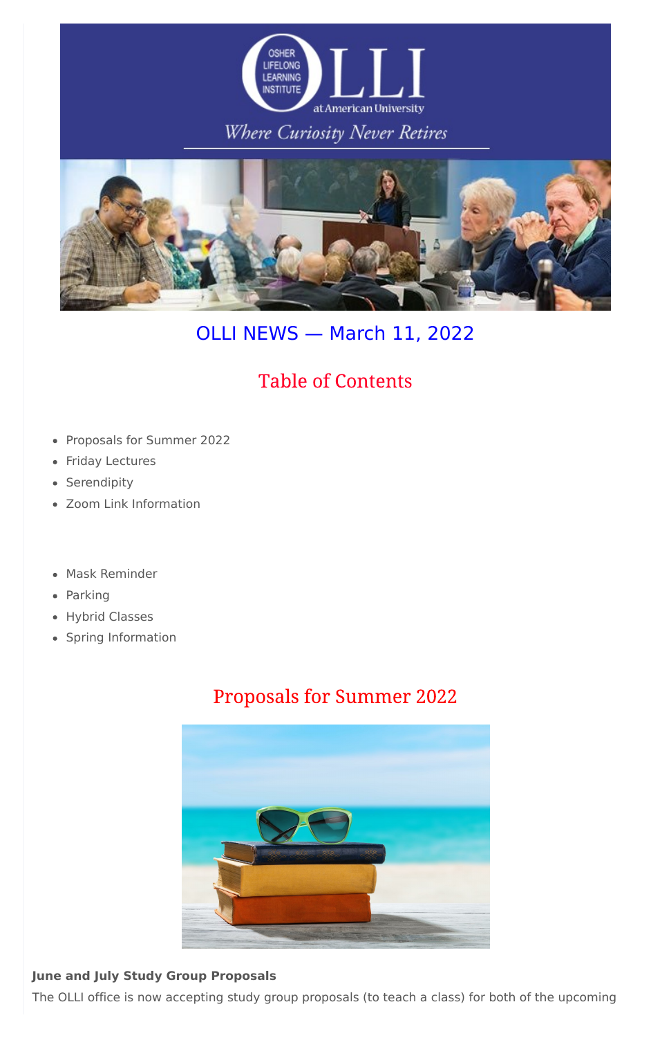# OLLI NEWS — March 11, 2022

## Table of Contents

- Proposals for Summer 2022
- Friday Lectures
- Serendipity
- Zoom Link Information

- Mask Reminder
- Parking
- Hybrid Classes
- Spring Information

## Proposals for Summer 2022

**June and July Study Group Proposals**

The OLLI office is now accepting study group proposals (to teach a class) for both of the upcoming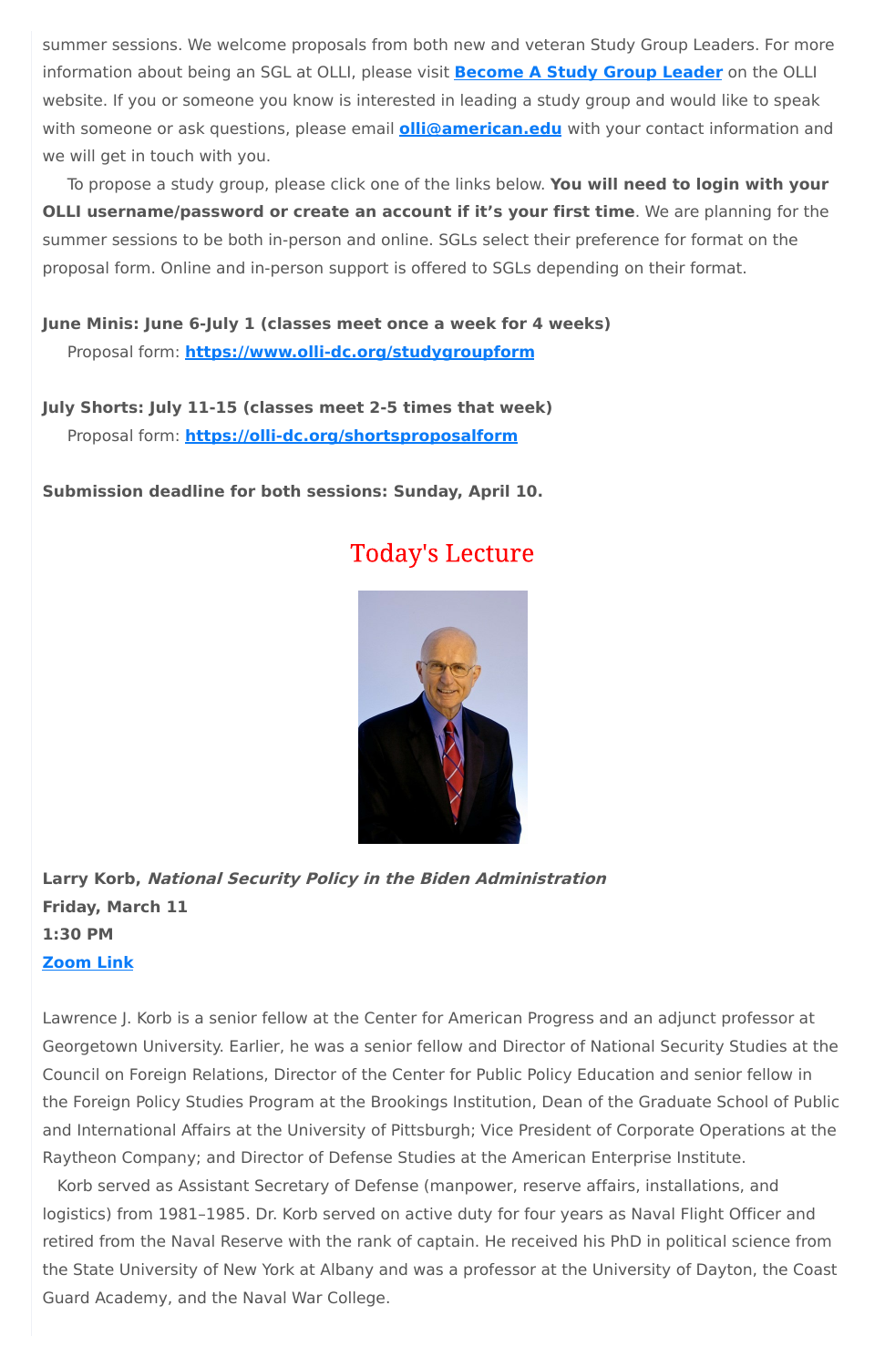summer sessions. We welcome proposals from both new and veteran Study Group Leaders. For more information about being an SGL at OLLI, please visit **[Become A Study Group Leader]** on the OLLI website. If you or someone you know is interested in leading a study group and would like to speak with someone or ask questions, please email **olli@american.edu** with your contact information and we will get in touch with you.

To propose a study group, please click one of the links below. **You will need to login with your OLLI username/password or create an account if it's your first time**. We are planning for the summer sessions to be both in-person and online. SGLs select their preference for format on the proposal form. Online and in-person support is offered to SGLs depending on their format.

**June Minis: June 6-July 1 (classes meet once a week for 4 weeks)**
Proposal form: **https://www.olli-dc.org/studygroupform**

**July Shorts: July 11-15 (classes meet 2-5 times that week)**
Proposal form: **https://olli-dc.org/shortsproposalform**

**Submission deadline for both sessions: Sunday, April 10.**

## Today's Lecture

**Larry Korb, *National Security Policy in the Biden Administration***
**Friday, March 11**
**1:30 PM**
**Zoom Link**

Lawrence J. Korb is a senior fellow at the Center for American Progress and an adjunct professor at Georgetown University. Earlier, he was a senior fellow and Director of National Security Studies at the Council on Foreign Relations, Director of the Center for Public Policy Education and senior fellow in the Foreign Policy Studies Program at the Brookings Institution, Dean of the Graduate School of Public and International Affairs at the University of Pittsburgh; Vice President of Corporate Operations at the Raytheon Company; and Director of Defense Studies at the American Enterprise Institute.

Korb served as Assistant Secretary of Defense (manpower, reserve affairs, installations, and logistics) from 1981–1985. Dr. Korb served on active duty for four years as Naval Flight Officer and retired from the Naval Reserve with the rank of captain. He received his PhD in political science from the State University of New York at Albany and was a professor at the University of Dayton, the Coast Guard Academy, and the Naval War College.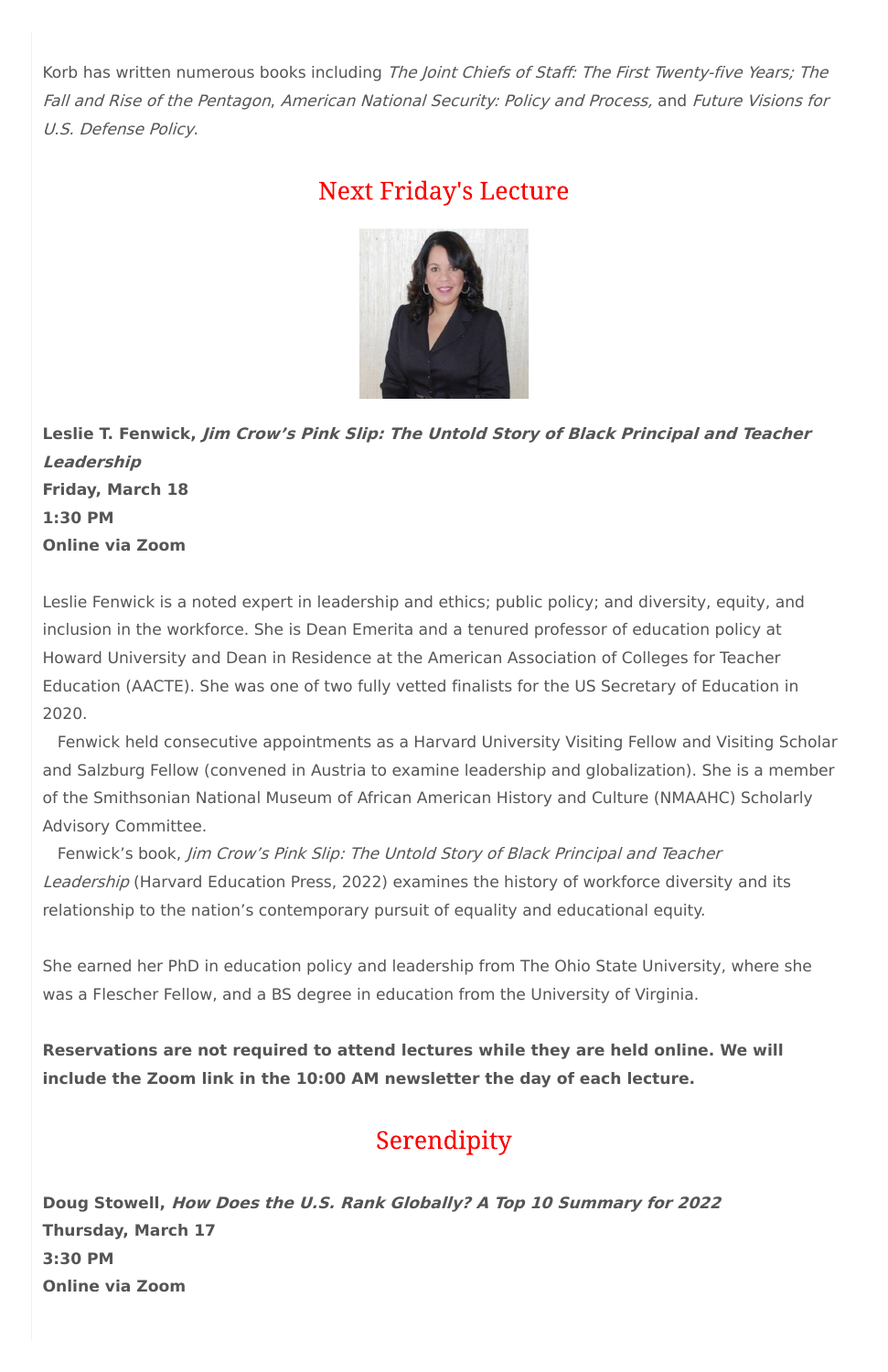Korb has written numerous books including *The Joint Chiefs of Staff: The First Twenty-five Years; The Fall and Rise of the Pentagon*, *American National Security: Policy and Process,* and *Future Visions for U.S. Defense Policy*.

## Next Friday's Lecture

**Leslie T. Fenwick, *Jim Crow's Pink Slip: The Untold Story of Black Principal and Teacher Leadership***
**Friday, March 18**
**1:30 PM**
**Online via Zoom**

Leslie Fenwick is a noted expert in leadership and ethics; public policy; and diversity, equity, and inclusion in the workforce. She is Dean Emerita and a tenured professor of education policy at Howard University and Dean in Residence at the American Association of Colleges for Teacher Education (AACTE). She was one of two fully vetted finalists for the US Secretary of Education in 2020.

Fenwick held consecutive appointments as a Harvard University Visiting Fellow and Visiting Scholar and Salzburg Fellow (convened in Austria to examine leadership and globalization). She is a member of the Smithsonian National Museum of African American History and Culture (NMAAHC) Scholarly Advisory Committee.

Fenwick's book, *Jim Crow's Pink Slip: The Untold Story of Black Principal and Teacher Leadership* (Harvard Education Press, 2022) examines the history of workforce diversity and its relationship to the nation's contemporary pursuit of equality and educational equity.

She earned her PhD in education policy and leadership from The Ohio State University, where she was a Flescher Fellow, and a BS degree in education from the University of Virginia.

**Reservations are not required to attend lectures while they are held online. We will include the Zoom link in the 10:00 AM newsletter the day of each lecture.**

## Serendipity

**Doug Stowell, *How Does the U.S. Rank Globally? A Top 10 Summary for 2022***
**Thursday, March 17**
**3:30 PM**
**Online via Zoom**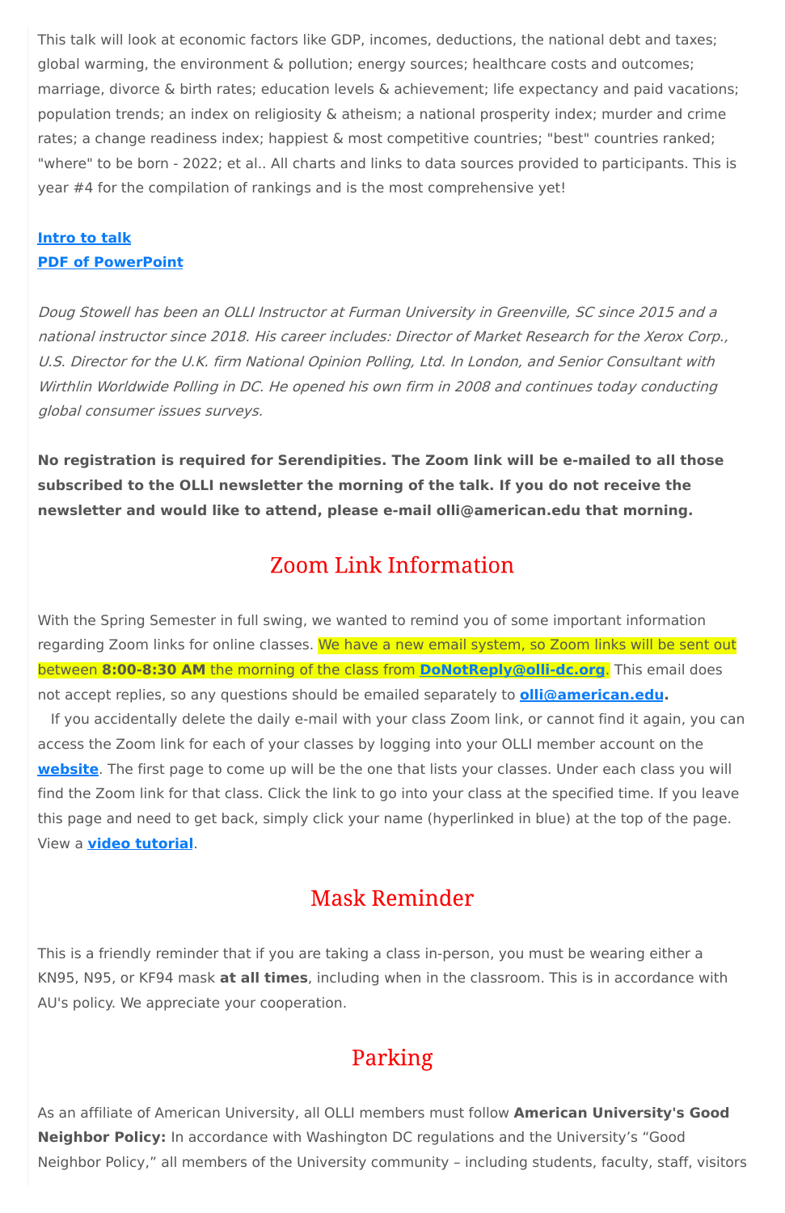This talk will look at economic factors like GDP, incomes, deductions, the national debt and taxes; global warming, the environment & pollution; energy sources; healthcare costs and outcomes; marriage, divorce & birth rates; education levels & achievement; life expectancy and paid vacations; population trends; an index on religiosity & atheism; a national prosperity index; murder and crime rates; a change readiness index; happiest & most competitive countries; "best" countries ranked; "where" to be born - 2022; et al.. All charts and links to data sources provided to participants. This is year #4 for the compilation of rankings and is the most comprehensive yet!

**Intro to talk**
**PDF of PowerPoint**

*Doug Stowell has been an OLLI Instructor at Furman University in Greenville, SC since 2015 and a national instructor since 2018. His career includes: Director of Market Research for the Xerox Corp., U.S. Director for the U.K. firm National Opinion Polling, Ltd. In London, and Senior Consultant with Wirthlin Worldwide Polling in DC. He opened his own firm in 2008 and continues today conducting global consumer issues surveys.*

**No registration is required for Serendipities. The Zoom link will be e-mailed to all those subscribed to the OLLI newsletter the morning of the talk. If you do not receive the newsletter and would like to attend, please e-mail olli@american.edu that morning.**

## Zoom Link Information

With the Spring Semester in full swing, we wanted to remind you of some important information regarding Zoom links for online classes. We have a new email system, so Zoom links will be sent out between **8:00-8:30 AM** the morning of the class from **DoNotReply@olli-dc.org**. This email does not accept replies, so any questions should be emailed separately to **olli@american.edu.**

If you accidentally delete the daily e-mail with your class Zoom link, or cannot find it again, you can access the Zoom link for each of your classes by logging into your OLLI member account on the **website**. The first page to come up will be the one that lists your classes. Under each class you will find the Zoom link for that class. Click the link to go into your class at the specified time. If you leave this page and need to get back, simply click your name (hyperlinked in blue) at the top of the page. View a **video tutorial**.

## Mask Reminder

This is a friendly reminder that if you are taking a class in-person, you must be wearing either a KN95, N95, or KF94 mask **at all times**, including when in the classroom. This is in accordance with AU's policy. We appreciate your cooperation.

## Parking

As an affiliate of American University, all OLLI members must follow **American University's Good Neighbor Policy:** In accordance with Washington DC regulations and the University's "Good Neighbor Policy," all members of the University community – including students, faculty, staff, visitors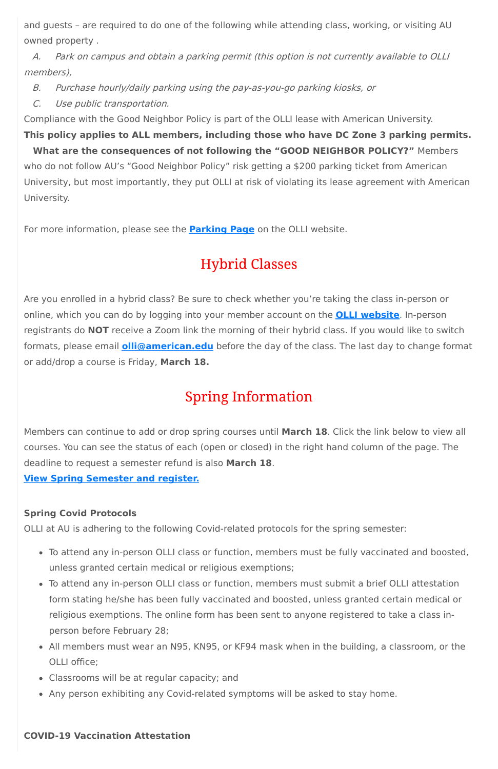and guests – are required to do one of the following while attending class, working, or visiting AU owned property .

*A. Park on campus and obtain a parking permit (this option is not currently available to OLLI members),*

*B. Purchase hourly/daily parking using the pay-as-you-go parking kiosks, or*

*C. Use public transportation.*

Compliance with the Good Neighbor Policy is part of the OLLI lease with American University.

**This policy applies to ALL members, including those who have DC Zone 3 parking permits.**

**What are the consequences of not following the "GOOD NEIGHBOR POLICY?"** Members who do not follow AU's "Good Neighbor Policy" risk getting a $200 parking ticket from American University, but most importantly, they put OLLI at risk of violating its lease agreement with American University.

For more information, please see the **[Parking Page]** on the OLLI website.

## Hybrid Classes

Are you enrolled in a hybrid class? Be sure to check whether you're taking the class in-person or online, which you can do by logging into your member account on the **[OLLI website]**. In-person registrants do **NOT** receive a Zoom link the morning of their hybrid class. If you would like to switch formats, please email **olli@american.edu** before the day of the class. The last day to change format or add/drop a course is Friday, **March 18.**

## Spring Information

Members can continue to add or drop spring courses until **March 18**. Click the link below to view all courses. You can see the status of each (open or closed) in the right hand column of the page. The deadline to request a semester refund is also **March 18**.

**[View Spring Semester and register.]**

**Spring Covid Protocols**

OLLI at AU is adhering to the following Covid-related protocols for the spring semester:

- To attend any in-person OLLI class or function, members must be fully vaccinated and boosted, unless granted certain medical or religious exemptions;
- To attend any in-person OLLI class or function, members must submit a brief OLLI attestation form stating he/she has been fully vaccinated and boosted, unless granted certain medical or religious exemptions. The online form has been sent to anyone registered to take a class in-person before February 28;
- All members must wear an N95, KN95, or KF94 mask when in the building, a classroom, or the OLLI office;
- Classrooms will be at regular capacity; and
- Any person exhibiting any Covid-related symptoms will be asked to stay home.

**COVID-19 Vaccination Attestation**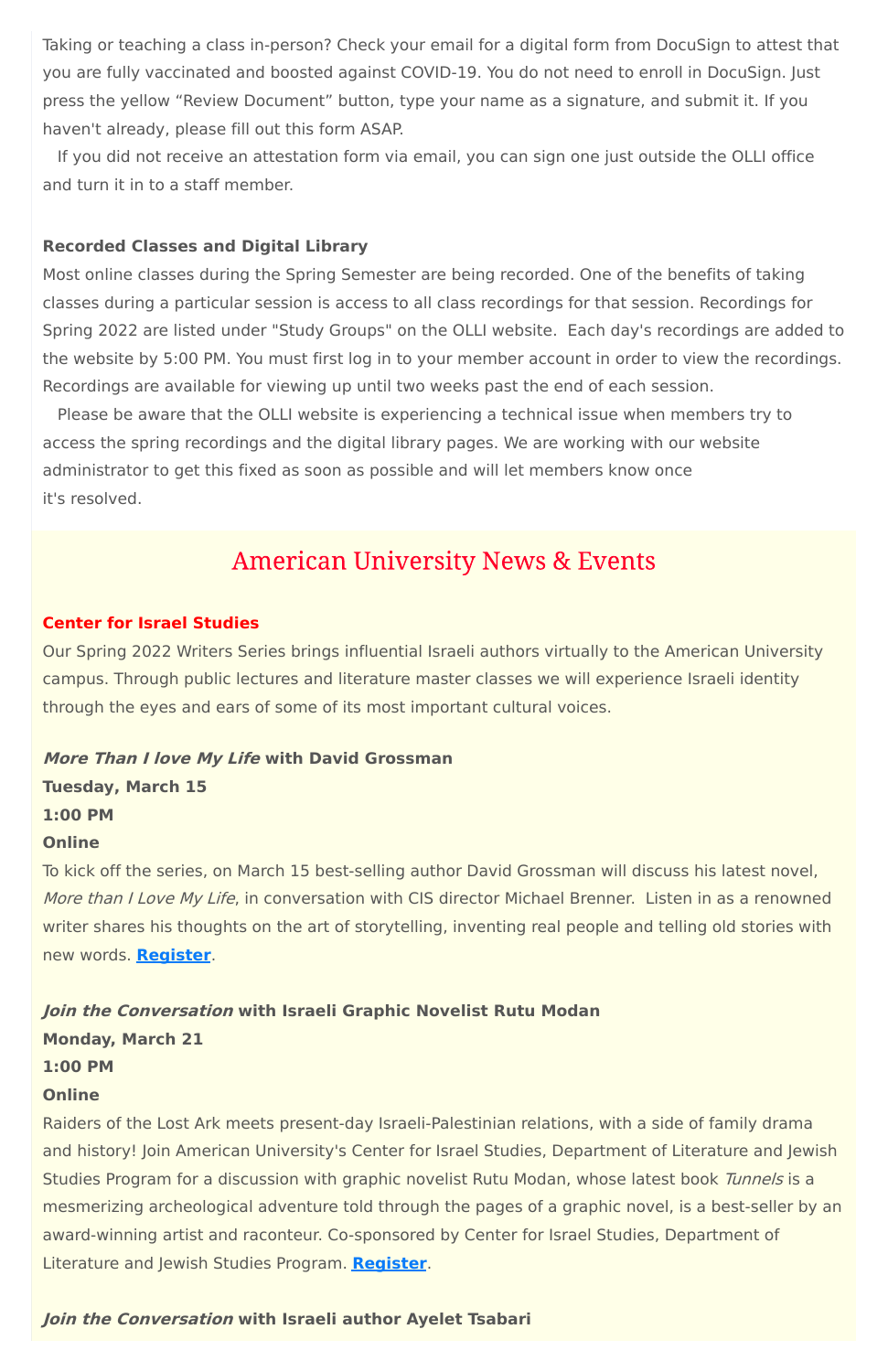Taking or teaching a class in-person? Check your email for a digital form from DocuSign to attest that you are fully vaccinated and boosted against COVID-19. You do not need to enroll in DocuSign. Just press the yellow "Review Document" button, type your name as a signature, and submit it. If you haven't already, please fill out this form ASAP.

If you did not receive an attestation form via email, you can sign one just outside the OLLI office and turn it in to a staff member.

**Recorded Classes and Digital Library**

Most online classes during the Spring Semester are being recorded. One of the benefits of taking classes during a particular session is access to all class recordings for that session. Recordings for Spring 2022 are listed under "Study Groups" on the OLLI website. Each day's recordings are added to the website by 5:00 PM. You must first log in to your member account in order to view the recordings. Recordings are available for viewing up until two weeks past the end of each session.

Please be aware that the OLLI website is experiencing a technical issue when members try to access the spring recordings and the digital library pages. We are working with our website administrator to get this fixed as soon as possible and will let members know once it's resolved.

## American University News & Events

**Center for Israel Studies**

Our Spring 2022 Writers Series brings influential Israeli authors virtually to the American University campus. Through public lectures and literature master classes we will experience Israeli identity through the eyes and ears of some of its most important cultural voices.

***More Than I love My Life*** **with David Grossman**
**Tuesday, March 15**
**1:00 PM**
**Online**

To kick off the series, on March 15 best-selling author David Grossman will discuss his latest novel, *More than I Love My Life*, in conversation with CIS director Michael Brenner. Listen in as a renowned writer shares his thoughts on the art of storytelling, inventing real people and telling old stories with new words. **Register**.

***Join the Conversation*** **with Israeli Graphic Novelist Rutu Modan**
**Monday, March 21**
**1:00 PM**
**Online**

Raiders of the Lost Ark meets present-day Israeli-Palestinian relations, with a side of family drama and history! Join American University's Center for Israel Studies, Department of Literature and Jewish Studies Program for a discussion with graphic novelist Rutu Modan, whose latest book *Tunnels* is a mesmerizing archeological adventure told through the pages of a graphic novel, is a best-seller by an award-winning artist and raconteur. Co-sponsored by Center for Israel Studies, Department of Literature and Jewish Studies Program. **Register**.

***Join the Conversation*** **with Israeli author Ayelet Tsabari**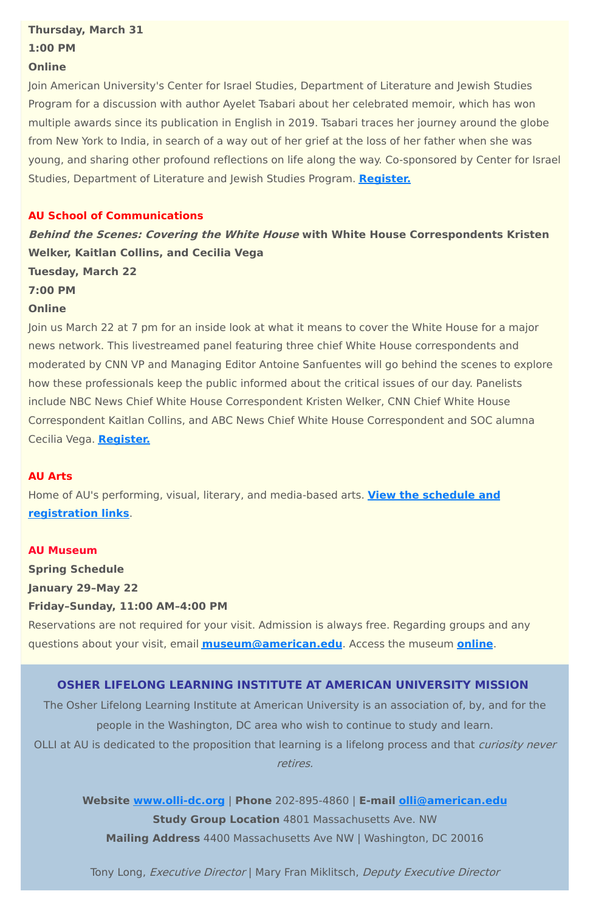**Thursday, March 31**
**1:00 PM**
**Online**

Join American University's Center for Israel Studies, Department of Literature and Jewish Studies Program for a discussion with author Ayelet Tsabari about her celebrated memoir, which has won multiple awards since its publication in English in 2019. Tsabari traces her journey around the globe from New York to India, in search of a way out of her grief at the loss of her father when she was young, and sharing other profound reflections on life along the way. Co-sponsored by Center for Israel Studies, Department of Literature and Jewish Studies Program. **Register.**

**AU School of Communications**

***Behind the Scenes: Covering the White House*** **with White House Correspondents Kristen Welker, Kaitlan Collins, and Cecilia Vega**
**Tuesday, March 22**
**7:00 PM**
**Online**

Join us March 22 at 7 pm for an inside look at what it means to cover the White House for a major news network. This livestreamed panel featuring three chief White House correspondents and moderated by CNN VP and Managing Editor Antoine Sanfuentes will go behind the scenes to explore how these professionals keep the public informed about the critical issues of our day. Panelists include NBC News Chief White House Correspondent Kristen Welker, CNN Chief White House Correspondent Kaitlan Collins, and ABC News Chief White House Correspondent and SOC alumna Cecilia Vega. **Register.**

**AU Arts**

Home of AU's performing, visual, literary, and media-based arts. **View the schedule and registration links**.

**AU Museum**

**Spring Schedule**
**January 29–May 22**
**Friday–Sunday, 11:00 AM–4:00 PM**

Reservations are not required for your visit. Admission is always free. Regarding groups and any questions about your visit, email **museum@american.edu**. Access the museum **online**.

## OSHER LIFELONG LEARNING INSTITUTE AT AMERICAN UNIVERSITY MISSION

The Osher Lifelong Learning Institute at American University is an association of, by, and for the people in the Washington, DC area who wish to continue to study and learn.
OLLI at AU is dedicated to the proposition that learning is a lifelong process and that *curiosity never retires.*

**Website** www.olli-dc.org | **Phone** 202-895-4860 | **E-mail** olli@american.edu
**Study Group Location** 4801 Massachusetts Ave. NW
**Mailing Address** 4400 Massachusetts Ave NW | Washington, DC 20016

Tony Long, *Executive Director* | Mary Fran Miklitsch, *Deputy Executive Director*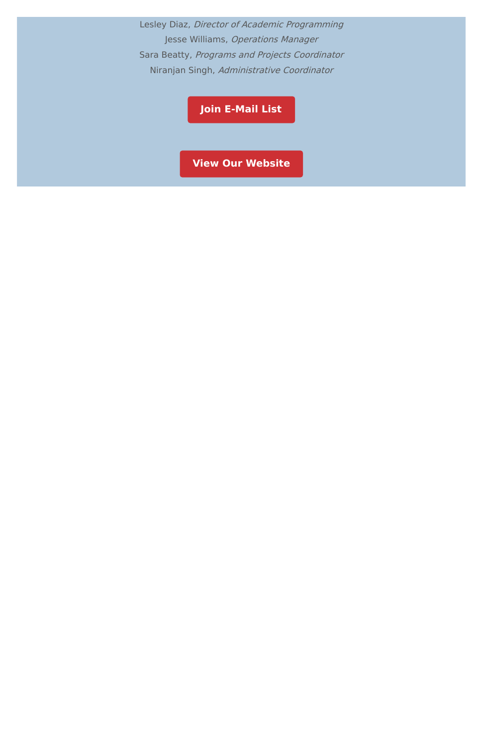Lesley Diaz, *Director of Academic Programming*
Jesse Williams, *Operations Manager*
Sara Beatty, *Programs and Projects Coordinator*
Niranjan Singh, *Administrative Coordinator*

**Join E-Mail List**

**View Our Website**